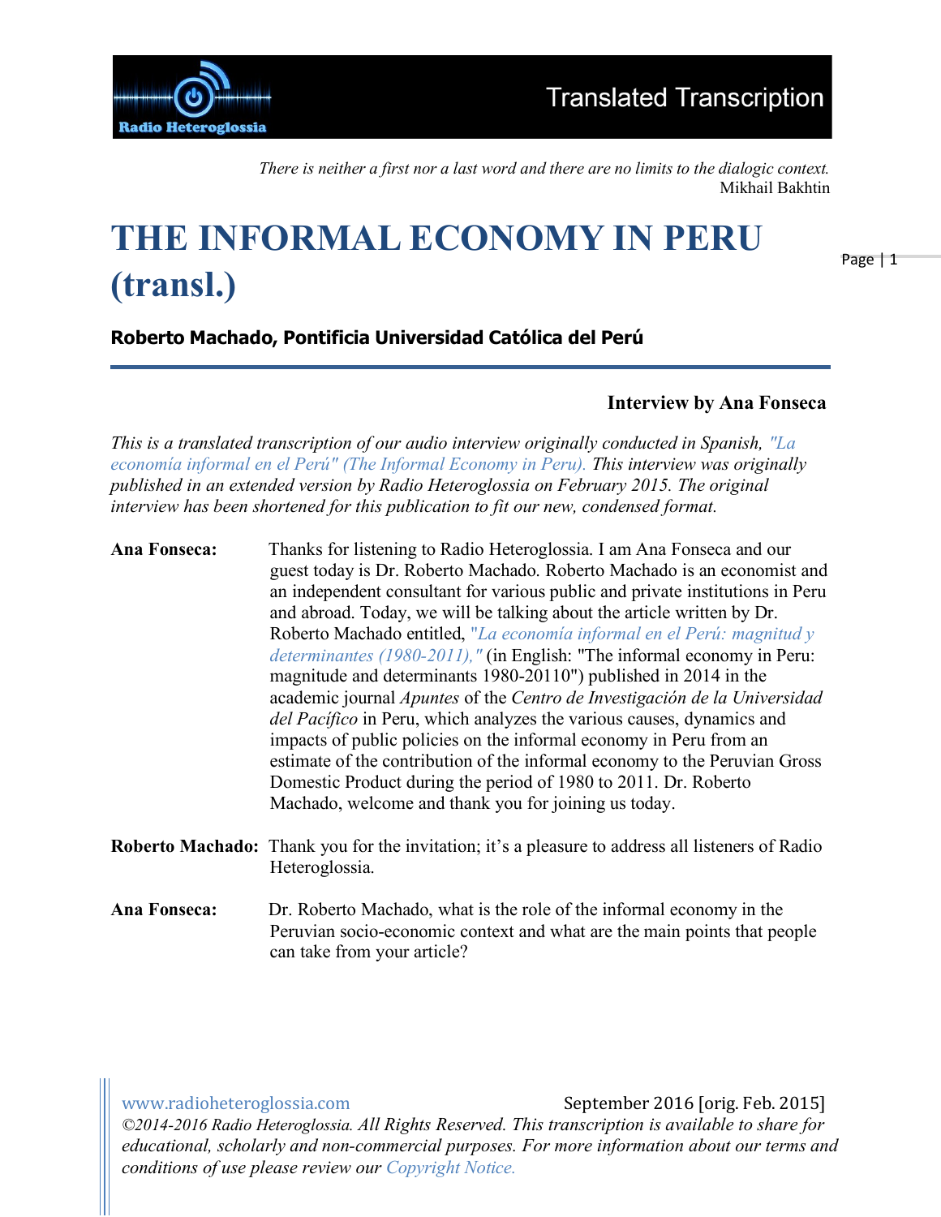*There is neither a first nor a last word and there are no limits to the dialogic context.*
Mikhail Bakhtin

# THE INFORMAL ECONOMY IN PERU (transl.)

**Roberto Machado, Pontificia Universidad Católica del Perú**

**Interview by Ana Fonseca**

*This is a translated transcription of our audio interview originally conducted in Spanish, "La economía informal en el Perú" (The Informal Economy in Peru). This interview was originally published in an extended version by Radio Heteroglossia on February 2015. The original interview has been shortened for this publication to fit our new, condensed format.*

**Ana Fonseca:** Thanks for listening to Radio Heteroglossia. I am Ana Fonseca and our guest today is Dr. Roberto Machado. Roberto Machado is an economist and an independent consultant for various public and private institutions in Peru and abroad. Today, we will be talking about the article written by Dr. Roberto Machado entitled, *"La economía informal en el Perú: magnitud y determinantes (1980-2011),"* (in English: "The informal economy in Peru: magnitude and determinants 1980-20110") published in 2014 in the academic journal *Apuntes* of the *Centro de Investigación de la Universidad del Pacífico* in Peru, which analyzes the various causes, dynamics and impacts of public policies on the informal economy in Peru from an estimate of the contribution of the informal economy to the Peruvian Gross Domestic Product during the period of 1980 to 2011. Dr. Roberto Machado, welcome and thank you for joining us today.

**Roberto Machado:** Thank you for the invitation; it's a pleasure to address all listeners of Radio Heteroglossia.

**Ana Fonseca:** Dr. Roberto Machado, what is the role of the informal economy in the Peruvian socio-economic context and what are the main points that people can take from your article?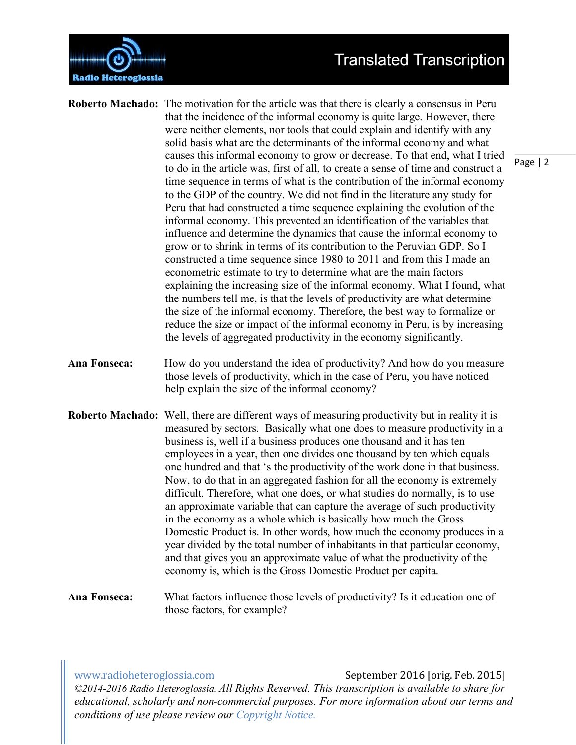**Roberto Machado:** The motivation for the article was that there is clearly a consensus in Peru that the incidence of the informal economy is quite large. However, there were neither elements, nor tools that could explain and identify with any solid basis what are the determinants of the informal economy and what causes this informal economy to grow or decrease. To that end, what I tried to do in the article was, first of all, to create a sense of time and construct a time sequence in terms of what is the contribution of the informal economy to the GDP of the country. We did not find in the literature any study for Peru that had constructed a time sequence explaining the evolution of the informal economy. This prevented an identification of the variables that influence and determine the dynamics that cause the informal economy to grow or to shrink in terms of its contribution to the Peruvian GDP. So I constructed a time sequence since 1980 to 2011 and from this I made an econometric estimate to try to determine what are the main factors explaining the increasing size of the informal economy. What I found, what the numbers tell me, is that the levels of productivity are what determine the size of the informal economy. Therefore, the best way to formalize or reduce the size or impact of the informal economy in Peru, is by increasing the levels of aggregated productivity in the economy significantly.

**Ana Fonseca:** How do you understand the idea of productivity? And how do you measure those levels of productivity, which in the case of Peru, you have noticed help explain the size of the informal economy?

**Roberto Machado:** Well, there are different ways of measuring productivity but in reality it is measured by sectors. Basically what one does to measure productivity in a business is, well if a business produces one thousand and it has ten employees in a year, then one divides one thousand by ten which equals one hundred and that 's the productivity of the work done in that business. Now, to do that in an aggregated fashion for all the economy is extremely difficult. Therefore, what one does, or what studies do normally, is to use an approximate variable that can capture the average of such productivity in the economy as a whole which is basically how much the Gross Domestic Product is. In other words, how much the economy produces in a year divided by the total number of inhabitants in that particular economy, and that gives you an approximate value of what the productivity of the economy is, which is the Gross Domestic Product per capita.

**Ana Fonseca:** What factors influence those levels of productivity? Is it education one of those factors, for example?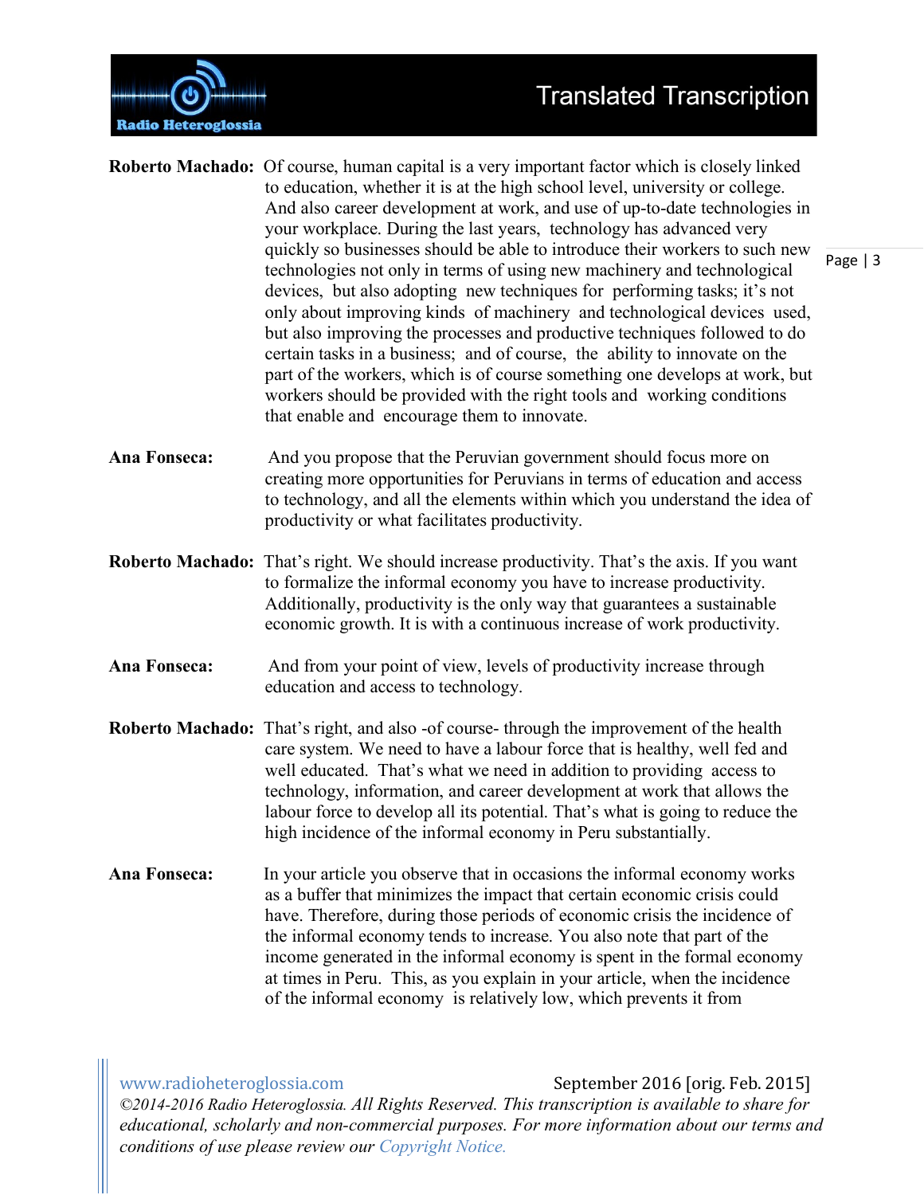**Roberto Machado:** Of course, human capital is a very important factor which is closely linked to education, whether it is at the high school level, university or college. And also career development at work, and use of up-to-date technologies in your workplace. During the last years, technology has advanced very quickly so businesses should be able to introduce their workers to such new technologies not only in terms of using new machinery and technological devices, but also adopting new techniques for performing tasks; it's not only about improving kinds of machinery and technological devices used, but also improving the processes and productive techniques followed to do certain tasks in a business; and of course, the ability to innovate on the part of the workers, which is of course something one develops at work, but workers should be provided with the right tools and working conditions that enable and encourage them to innovate.

**Ana Fonseca:** And you propose that the Peruvian government should focus more on creating more opportunities for Peruvians in terms of education and access to technology, and all the elements within which you understand the idea of productivity or what facilitates productivity.

**Roberto Machado:** That's right. We should increase productivity. That's the axis. If you want to formalize the informal economy you have to increase productivity. Additionally, productivity is the only way that guarantees a sustainable economic growth. It is with a continuous increase of work productivity.

**Ana Fonseca:** And from your point of view, levels of productivity increase through education and access to technology.

**Roberto Machado:** That's right, and also -of course- through the improvement of the health care system. We need to have a labour force that is healthy, well fed and well educated. That's what we need in addition to providing access to technology, information, and career development at work that allows the labour force to develop all its potential. That's what is going to reduce the high incidence of the informal economy in Peru substantially.

**Ana Fonseca:** In your article you observe that in occasions the informal economy works as a buffer that minimizes the impact that certain economic crisis could have. Therefore, during those periods of economic crisis the incidence of the informal economy tends to increase. You also note that part of the income generated in the informal economy is spent in the formal economy at times in Peru. This, as you explain in your article, when the incidence of the informal economy is relatively low, which prevents it from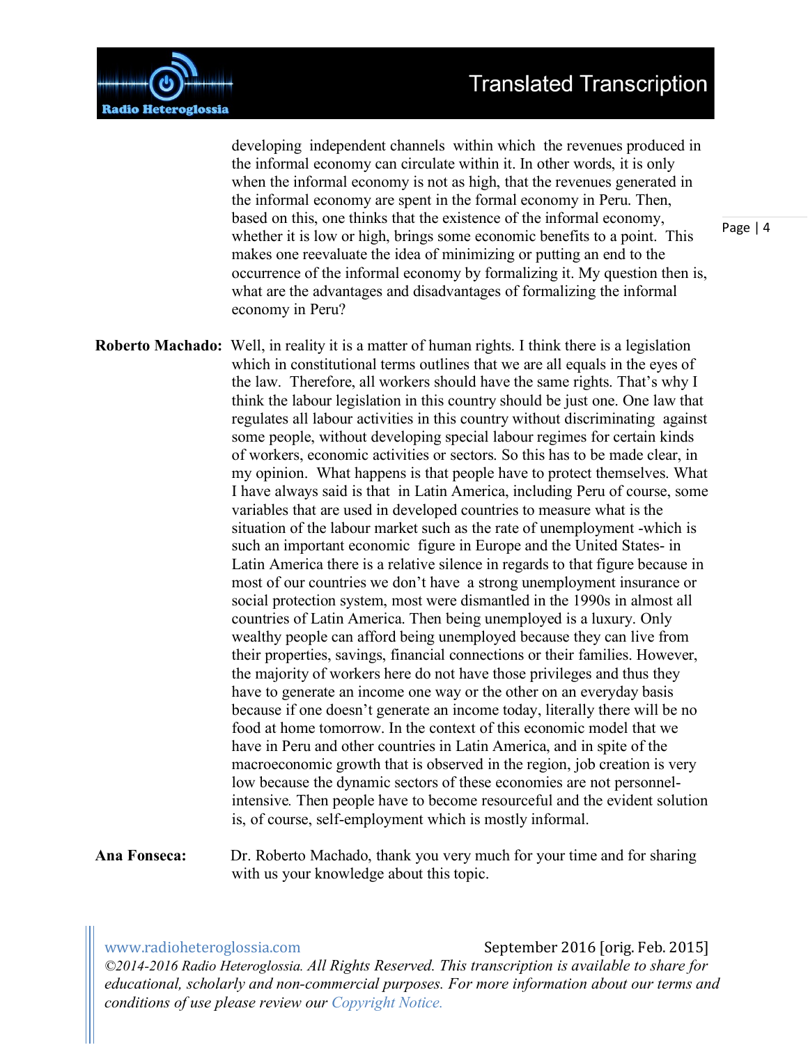developing independent channels within which the revenues produced in the informal economy can circulate within it. In other words, it is only when the informal economy is not as high, that the revenues generated in the informal economy are spent in the formal economy in Peru. Then, based on this, one thinks that the existence of the informal economy, whether it is low or high, brings some economic benefits to a point. This makes one reevaluate the idea of minimizing or putting an end to the occurrence of the informal economy by formalizing it. My question then is, what are the advantages and disadvantages of formalizing the informal economy in Peru?

**Roberto Machado:** Well, in reality it is a matter of human rights. I think there is a legislation which in constitutional terms outlines that we are all equals in the eyes of the law. Therefore, all workers should have the same rights. That's why I think the labour legislation in this country should be just one. One law that regulates all labour activities in this country without discriminating against some people, without developing special labour regimes for certain kinds of workers, economic activities or sectors. So this has to be made clear, in my opinion. What happens is that people have to protect themselves. What I have always said is that in Latin America, including Peru of course, some variables that are used in developed countries to measure what is the situation of the labour market such as the rate of unemployment -which is such an important economic figure in Europe and the United States- in Latin America there is a relative silence in regards to that figure because in most of our countries we don't have a strong unemployment insurance or social protection system, most were dismantled in the 1990s in almost all countries of Latin America. Then being unemployed is a luxury. Only wealthy people can afford being unemployed because they can live from their properties, savings, financial connections or their families. However, the majority of workers here do not have those privileges and thus they have to generate an income one way or the other on an everyday basis because if one doesn't generate an income today, literally there will be no food at home tomorrow. In the context of this economic model that we have in Peru and other countries in Latin America, and in spite of the macroeconomic growth that is observed in the region, job creation is very low because the dynamic sectors of these economies are not personnel-intensive. Then people have to become resourceful and the evident solution is, of course, self-employment which is mostly informal.

**Ana Fonseca:** Dr. Roberto Machado, thank you very much for your time and for sharing with us your knowledge about this topic.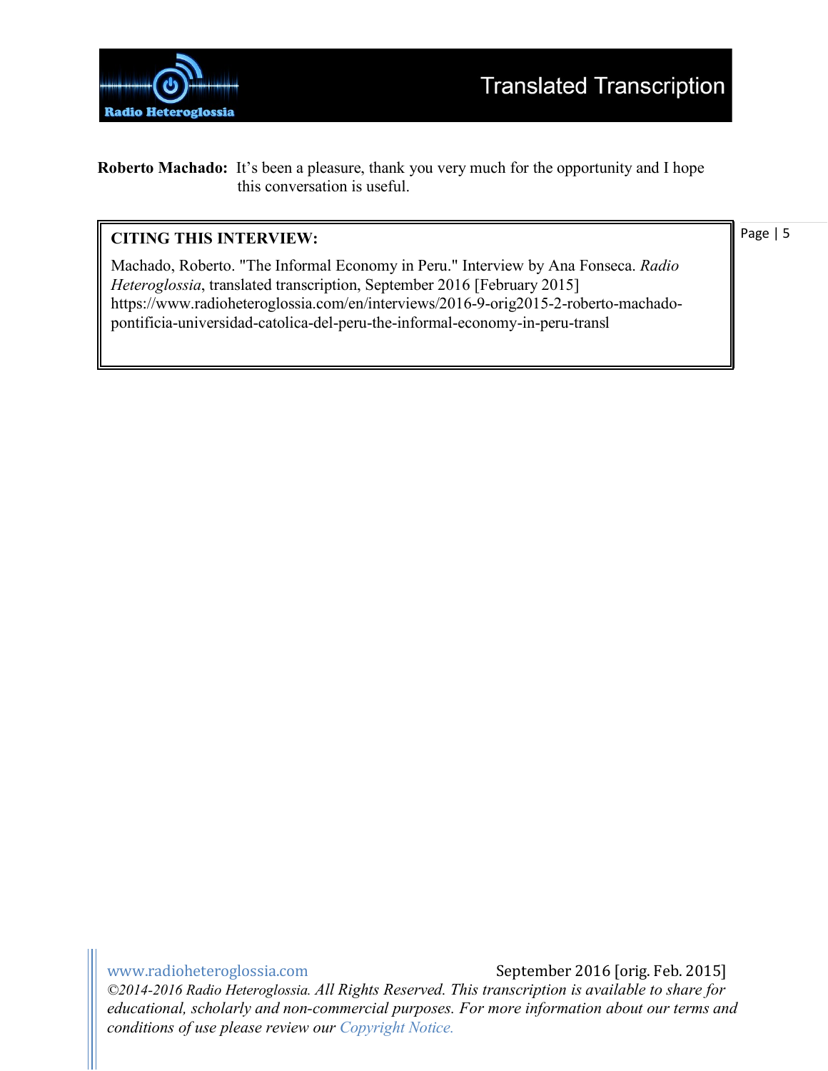**Roberto Machado:** It's been a pleasure, thank you very much for the opportunity and I hope this conversation is useful.

**CITING THIS INTERVIEW:**

Machado, Roberto. "The Informal Economy in Peru." Interview by Ana Fonseca. *Radio Heteroglossia*, translated transcription, September 2016 [February 2015] https://www.radioheteroglossia.com/en/interviews/2016-9-orig2015-2-roberto-machado-pontificia-universidad-catolica-del-peru-the-informal-economy-in-peru-transl

www.radioheteroglossia.com September 2016 [orig. Feb. 2015]
*©2014-2016 Radio Heteroglossia. All Rights Reserved. This transcription is available to share for educational, scholarly and non-commercial purposes. For more information about our terms and conditions of use please review our Copyright Notice.*